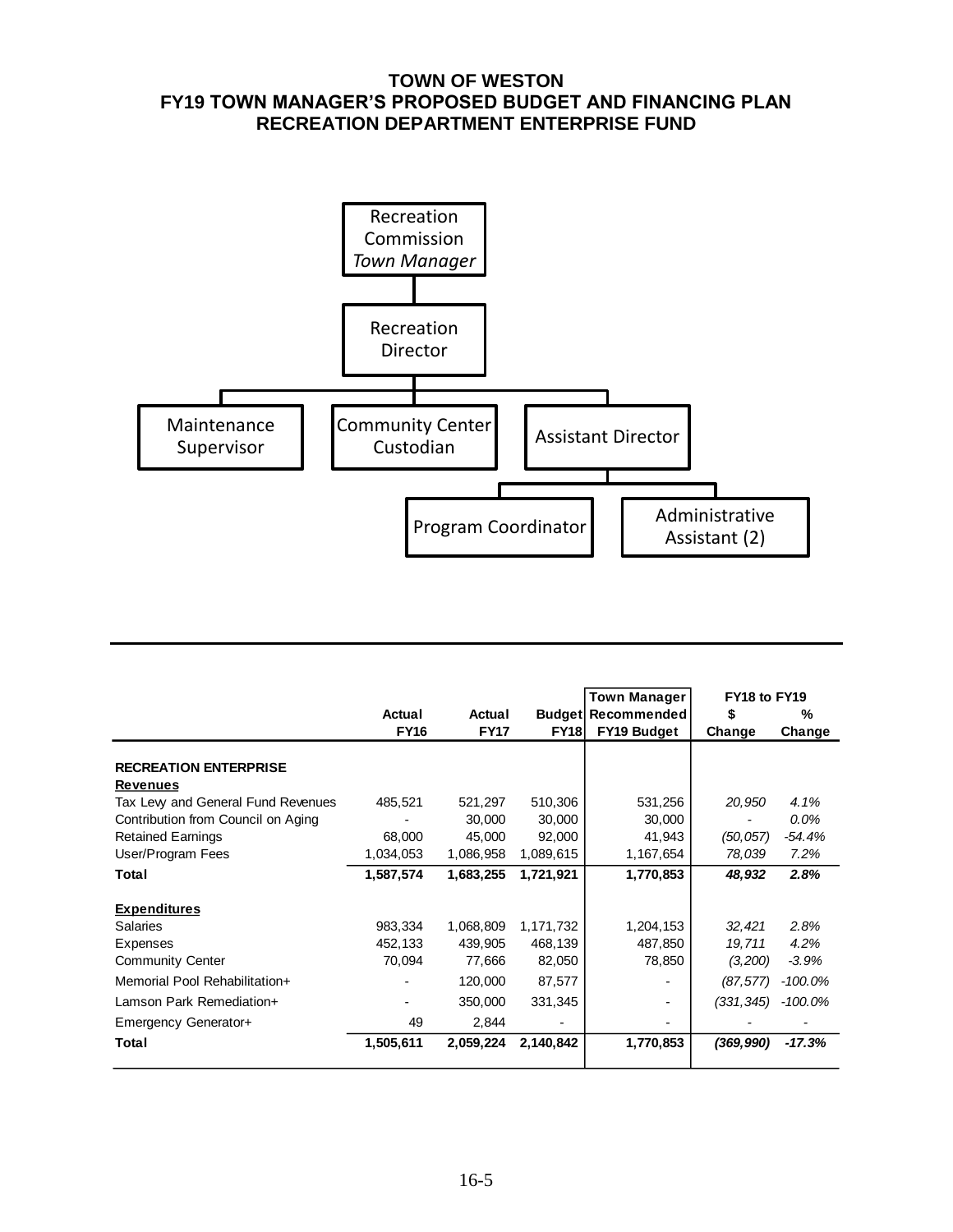# TOWN OF WESTON
## FY19 TOWN MANAGER'S PROPOSED BUDGET AND FINANCING PLAN
## RECREATION DEPARTMENT ENTERPRISE FUND

Recreation Commission
*Town Manager*

Recreation Director

- Maintenance Supervisor
- Community Center Custodian
- Assistant Director
  - Program Coordinator
  - Administrative Assistant (2)

| | Actual FY16 | Actual FY17 | Budget FY18 | Town Manager Recommended FY19 Budget | FY18 to FY19 $ Change | FY18 to FY19 % Change |
|---|---|---|---|---|---|---|
| **RECREATION ENTERPRISE** | | | | | | |
| **Revenues** | | | | | | |
| Tax Levy and General Fund Revenues | 485,521 | 521,297 | 510,306 | 531,256 | *20,950* | *4.1%* |
| Contribution from Council on Aging | - | 30,000 | 30,000 | 30,000 | - | *0.0%* |
| Retained Earnings | 68,000 | 45,000 | 92,000 | 41,943 | *(50,057)* | *-54.4%* |
| User/Program Fees | 1,034,053 | 1,086,958 | 1,089,615 | 1,167,654 | *78,039* | *7.2%* |
| **Total** | **1,587,574** | **1,683,255** | **1,721,921** | **1,770,853** | ***48,932*** | ***2.8%*** |
| **Expenditures** | | | | | | |
| Salaries | 983,334 | 1,068,809 | 1,171,732 | 1,204,153 | *32,421* | *2.8%* |
| Expenses | 452,133 | 439,905 | 468,139 | 487,850 | *19,711* | *4.2%* |
| Community Center | 70,094 | 77,666 | 82,050 | 78,850 | *(3,200)* | *-3.9%* |
| Memorial Pool Rehabilitation+ | - | 120,000 | 87,577 | - | *(87,577)* | *-100.0%* |
| Lamson Park Remediation+ | - | 350,000 | 331,345 | - | *(331,345)* | *-100.0%* |
| Emergency Generator+ | 49 | 2,844 | - | - | - | - |
| **Total** | **1,505,611** | **2,059,224** | **2,140,842** | **1,770,853** | ***(369,990)*** | ***-17.3%*** |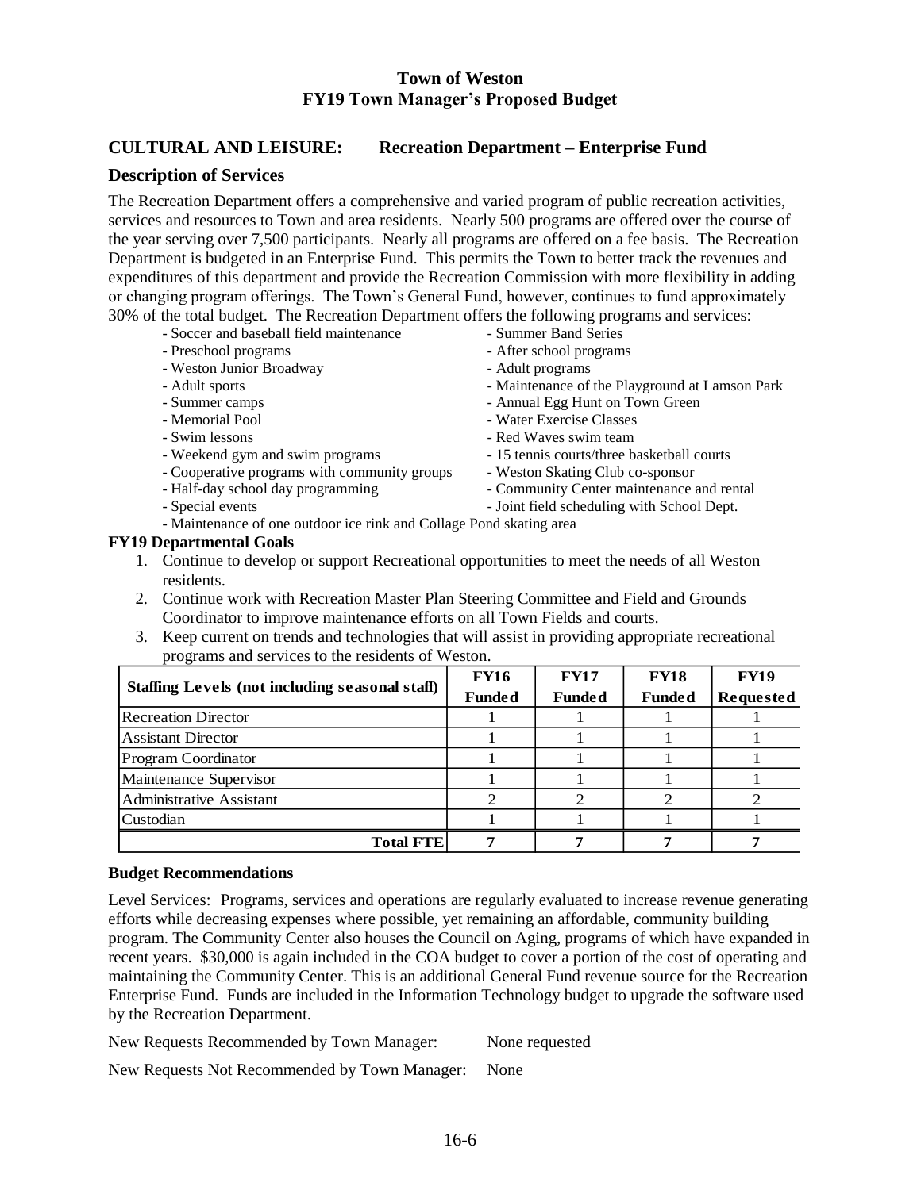# Town of Weston
# FY19 Town Manager's Proposed Budget

## CULTURAL AND LEISURE: Recreation Department – Enterprise Fund

### Description of Services

The Recreation Department offers a comprehensive and varied program of public recreation activities, services and resources to Town and area residents. Nearly 500 programs are offered over the course of the year serving over 7,500 participants. Nearly all programs are offered on a fee basis. The Recreation Department is budgeted in an Enterprise Fund. This permits the Town to better track the revenues and expenditures of this department and provide the Recreation Commission with more flexibility in adding or changing program offerings. The Town's General Fund, however, continues to fund approximately 30% of the total budget. The Recreation Department offers the following programs and services:

- Soccer and baseball field maintenance
- Preschool programs
- Weston Junior Broadway
- Adult sports
- Summer camps
- Memorial Pool
- Swim lessons
- Weekend gym and swim programs
- Cooperative programs with community groups
- Half-day school day programming
- Special events
- Summer Band Series
- After school programs
- Adult programs
- Maintenance of the Playground at Lamson Park
- Annual Egg Hunt on Town Green
- Water Exercise Classes
- Red Waves swim team
- 15 tennis courts/three basketball courts
- Weston Skating Club co-sponsor
- Community Center maintenance and rental
- Joint field scheduling with School Dept.
- Maintenance of one outdoor ice rink and Collage Pond skating area

**FY19 Departmental Goals**

1. Continue to develop or support Recreational opportunities to meet the needs of all Weston residents.
2. Continue work with Recreation Master Plan Steering Committee and Field and Grounds Coordinator to improve maintenance efforts on all Town Fields and courts.
3. Keep current on trends and technologies that will assist in providing appropriate recreational programs and services to the residents of Weston.

| Staffing Levels (not including seasonal staff) | FY16 Funded | FY17 Funded | FY18 Funded | FY19 Requested |
|---|---|---|---|---|
| Recreation Director | 1 | 1 | 1 | 1 |
| Assistant Director | 1 | 1 | 1 | 1 |
| Program Coordinator | 1 | 1 | 1 | 1 |
| Maintenance Supervisor | 1 | 1 | 1 | 1 |
| Administrative Assistant | 2 | 2 | 2 | 2 |
| Custodian | 1 | 1 | 1 | 1 |
| **Total FTE** | **7** | **7** | **7** | **7** |

**Budget Recommendations**

Level Services: Programs, services and operations are regularly evaluated to increase revenue generating efforts while decreasing expenses where possible, yet remaining an affordable, community building program. The Community Center also houses the Council on Aging, programs of which have expanded in recent years. $30,000 is again included in the COA budget to cover a portion of the cost of operating and maintaining the Community Center. This is an additional General Fund revenue source for the Recreation Enterprise Fund. Funds are included in the Information Technology budget to upgrade the software used by the Recreation Department.

New Requests Recommended by Town Manager: None requested

New Requests Not Recommended by Town Manager: None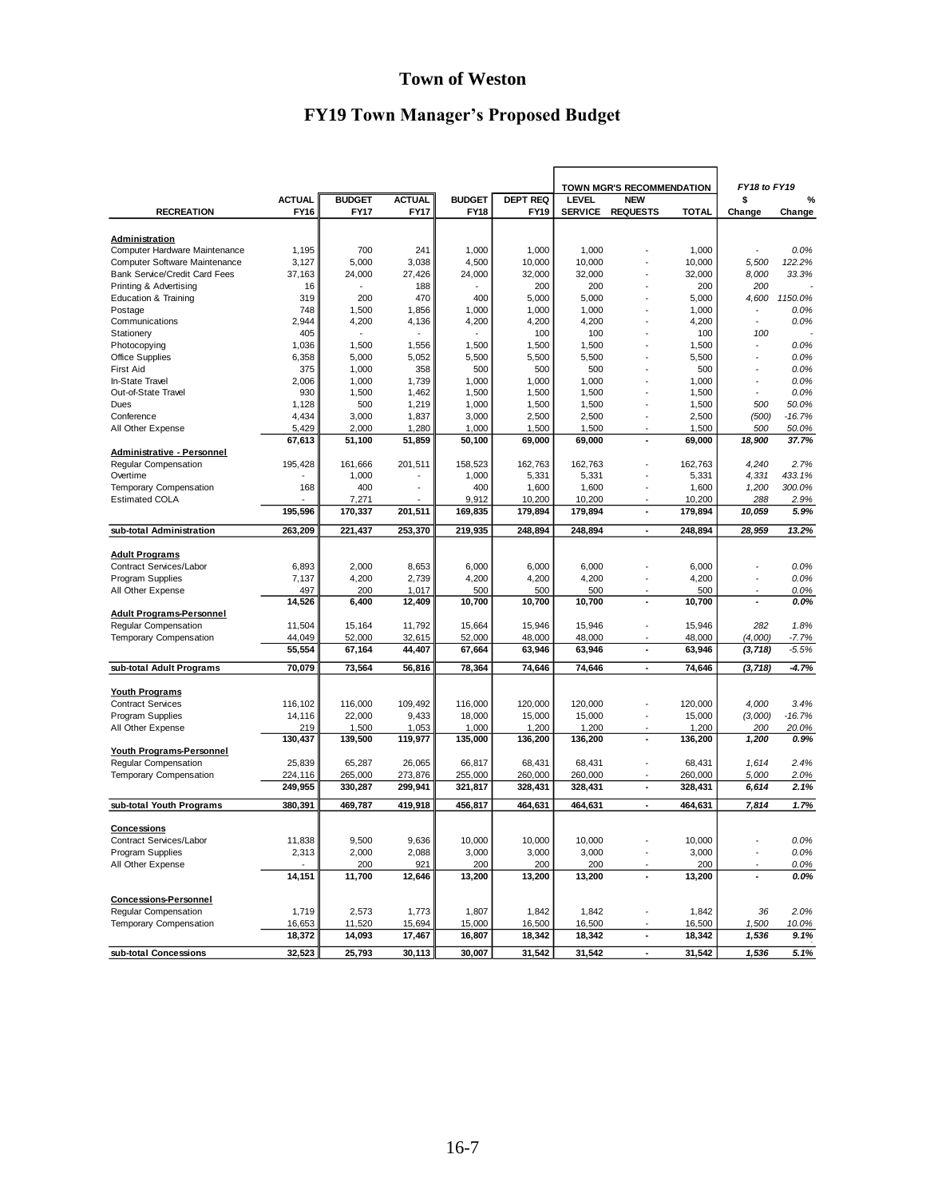# Town of Weston

## FY19 Town Manager's Proposed Budget

| RECREATION | ACTUAL FY16 | BUDGET FY17 | ACTUAL FY17 | BUDGET FY18 | DEPT REQ FY19 | TOWN MGR'S RECOMMENDATION LEVEL SERVICE | NEW REQUESTS | TOTAL | FY18 to FY19 $ Change | % Change |
|---|---|---|---|---|---|---|---|---|---|---|
| **Administration** | | | | | | | | | | |
| Computer Hardware Maintenance | 1,195 | 700 | 241 | 1,000 | 1,000 | 1,000 | - | 1,000 | - | 0.0% |
| Computer Software Maintenance | 3,127 | 5,000 | 3,038 | 4,500 | 10,000 | 10,000 | - | 10,000 | 5,500 | 122.2% |
| Bank Service/Credit Card Fees | 37,163 | 24,000 | 27,426 | 24,000 | 32,000 | 32,000 | - | 32,000 | 8,000 | 33.3% |
| Printing & Advertising | 16 | - | 188 | - | 200 | 200 | - | 200 | 200 | - |
| Education & Training | 319 | 200 | 470 | 400 | 5,000 | 5,000 | - | 5,000 | 4,600 | 1150.0% |
| Postage | 748 | 1,500 | 1,856 | 1,000 | 1,000 | 1,000 | - | 1,000 | - | 0.0% |
| Communications | 2,944 | 4,200 | 4,136 | 4,200 | 4,200 | 4,200 | - | 4,200 | - | 0.0% |
| Stationery | 405 | - | - | - | 100 | 100 | - | 100 | 100 | - |
| Photocopying | 1,036 | 1,500 | 1,556 | 1,500 | 1,500 | 1,500 | - | 1,500 | - | 0.0% |
| Office Supplies | 6,358 | 5,000 | 5,052 | 5,500 | 5,500 | 5,500 | - | 5,500 | - | 0.0% |
| First Aid | 375 | 1,000 | 358 | 500 | 500 | 500 | - | 500 | - | 0.0% |
| In-State Travel | 2,006 | 1,000 | 1,739 | 1,000 | 1,000 | 1,000 | - | 1,000 | - | 0.0% |
| Out-of-State Travel | 930 | 1,500 | 1,462 | 1,500 | 1,500 | 1,500 | - | 1,500 | - | 0.0% |
| Dues | 1,128 | 500 | 1,219 | 1,000 | 1,500 | 1,500 | - | 1,500 | 500 | 50.0% |
| Conference | 4,434 | 3,000 | 1,837 | 3,000 | 2,500 | 2,500 | - | 2,500 | (500) | -16.7% |
| All Other Expense | 5,429 | 2,000 | 1,280 | 1,000 | 1,500 | 1,500 | - | 1,500 | 500 | 50.0% |
| | **67,613** | **51,100** | **51,859** | **50,100** | **69,000** | **69,000** | **-** | **69,000** | **18,900** | **37.7%** |
| **Administrative - Personnel** | | | | | | | | | | |
| Regular Compensation | 195,428 | 161,666 | 201,511 | 158,523 | 162,763 | 162,763 | - | 162,763 | 4,240 | 2.7% |
| Overtime | - | 1,000 | - | 1,000 | 5,331 | 5,331 | - | 5,331 | 4,331 | 433.1% |
| Temporary Compensation | 168 | 400 | - | 400 | 1,600 | 1,600 | - | 1,600 | 1,200 | 300.0% |
| Estimated COLA | - | 7,271 | - | 9,912 | 10,200 | 10,200 | - | 10,200 | 288 | 2.9% |
| | **195,596** | **170,337** | **201,511** | **169,835** | **179,894** | **179,894** | **-** | **179,894** | **10,059** | **5.9%** |
| **sub-total Administration** | **263,209** | **221,437** | **253,370** | **219,935** | **248,894** | **248,894** | **-** | **248,894** | **28,959** | **13.2%** |
| **Adult Programs** | | | | | | | | | | |
| Contract Services/Labor | 6,893 | 2,000 | 8,653 | 6,000 | 6,000 | 6,000 | - | 6,000 | - | 0.0% |
| Program Supplies | 7,137 | 4,200 | 2,739 | 4,200 | 4,200 | 4,200 | - | 4,200 | - | 0.0% |
| All Other Expense | 497 | 200 | 1,017 | 500 | 500 | 500 | - | 500 | - | 0.0% |
| | **14,526** | **6,400** | **12,409** | **10,700** | **10,700** | **10,700** | **-** | **10,700** | **-** | **0.0%** |
| **Adult Programs-Personnel** | | | | | | | | | | |
| Regular Compensation | 11,504 | 15,164 | 11,792 | 15,664 | 15,946 | 15,946 | - | 15,946 | 282 | 1.8% |
| Temporary Compensation | 44,049 | 52,000 | 32,615 | 52,000 | 48,000 | 48,000 | - | 48,000 | (4,000) | -7.7% |
| | **55,554** | **67,164** | **44,407** | **67,664** | **63,946** | **63,946** | **-** | **63,946** | **(3,718)** | **-5.5%** |
| **sub-total Adult Programs** | **70,079** | **73,564** | **56,816** | **78,364** | **74,646** | **74,646** | **-** | **74,646** | **(3,718)** | **-4.7%** |
| **Youth Programs** | | | | | | | | | | |
| Contract Services | 116,102 | 116,000 | 109,492 | 116,000 | 120,000 | 120,000 | - | 120,000 | 4,000 | 3.4% |
| Program Supplies | 14,116 | 22,000 | 9,433 | 18,000 | 15,000 | 15,000 | - | 15,000 | (3,000) | -16.7% |
| All Other Expense | 219 | 1,500 | 1,053 | 1,000 | 1,200 | 1,200 | - | 1,200 | 200 | 20.0% |
| | **130,437** | **139,500** | **119,977** | **135,000** | **136,200** | **136,200** | **-** | **136,200** | **1,200** | **0.9%** |
| **Youth Programs-Personnel** | | | | | | | | | | |
| Regular Compensation | 25,839 | 65,287 | 26,065 | 66,817 | 68,431 | 68,431 | - | 68,431 | 1,614 | 2.4% |
| Temporary Compensation | 224,116 | 265,000 | 273,876 | 255,000 | 260,000 | 260,000 | - | 260,000 | 5,000 | 2.0% |
| | **249,955** | **330,287** | **299,941** | **321,817** | **328,431** | **328,431** | **-** | **328,431** | **6,614** | **2.1%** |
| **sub-total Youth Programs** | **380,391** | **469,787** | **419,918** | **456,817** | **464,631** | **464,631** | **-** | **464,631** | **7,814** | **1.7%** |
| **Concessions** | | | | | | | | | | |
| Contract Services/Labor | 11,838 | 9,500 | 9,636 | 10,000 | 10,000 | 10,000 | - | 10,000 | - | 0.0% |
| Program Supplies | 2,313 | 2,000 | 2,088 | 3,000 | 3,000 | 3,000 | - | 3,000 | - | 0.0% |
| All Other Expense | - | 200 | 921 | 200 | 200 | 200 | - | 200 | - | 0.0% |
| | **14,151** | **11,700** | **12,646** | **13,200** | **13,200** | **13,200** | **-** | **13,200** | **-** | **0.0%** |
| **Concessions-Personnel** | | | | | | | | | | |
| Regular Compensation | 1,719 | 2,573 | 1,773 | 1,807 | 1,842 | 1,842 | - | 1,842 | 36 | 2.0% |
| Temporary Compensation | 16,653 | 11,520 | 15,694 | 15,000 | 16,500 | 16,500 | - | 16,500 | 1,500 | 10.0% |
| | **18,372** | **14,093** | **17,467** | **16,807** | **18,342** | **18,342** | **-** | **18,342** | **1,536** | **9.1%** |
| **sub-total Concessions** | **32,523** | **25,793** | **30,113** | **30,007** | **31,542** | **31,542** | **-** | **31,542** | **1,536** | **5.1%** |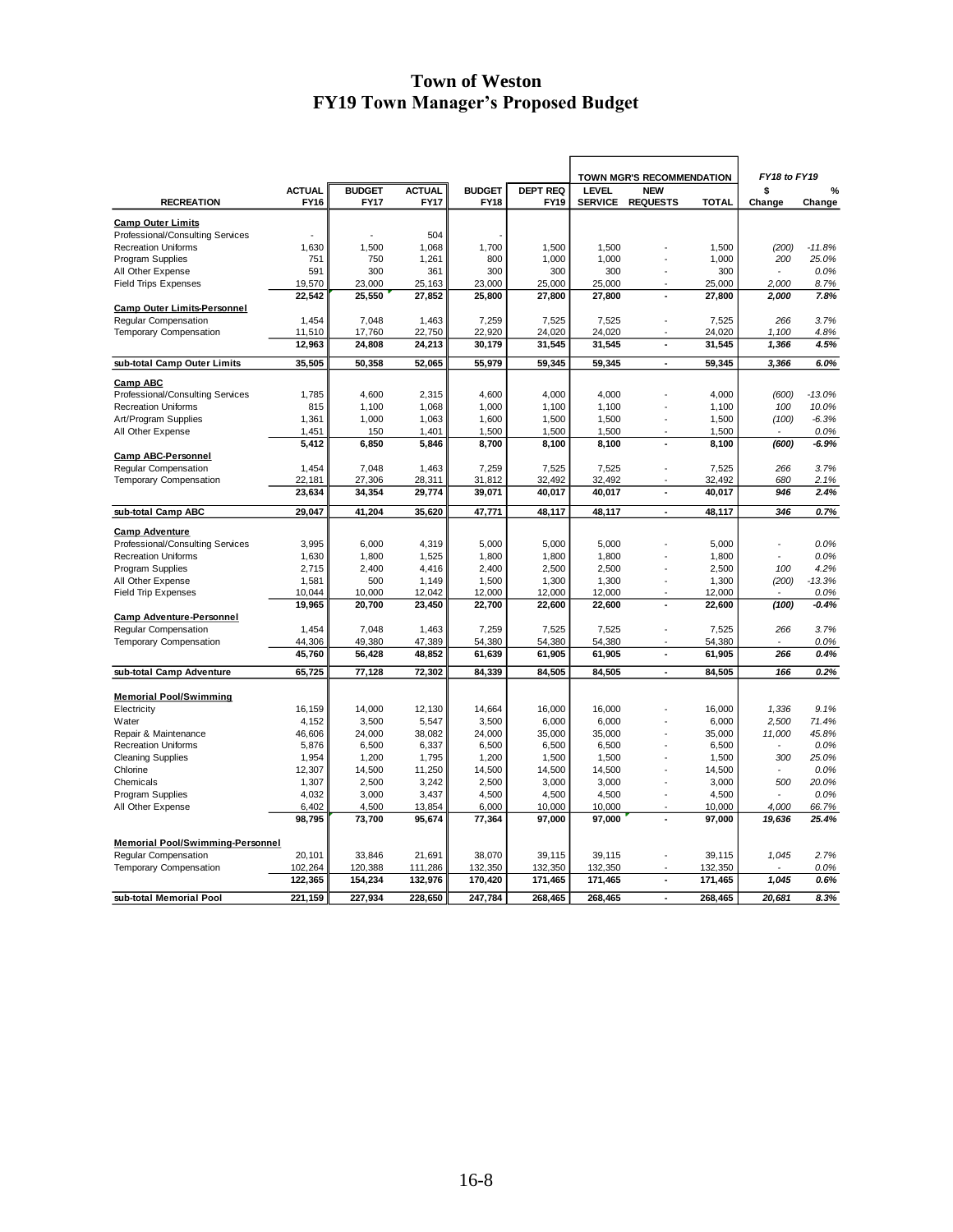# Town of Weston
## FY19 Town Manager's Proposed Budget

| RECREATION | ACTUAL FY16 | BUDGET FY17 | ACTUAL FY17 | BUDGET FY18 | DEPT REQ FY19 | TOWN MGR'S RECOMMENDATION LEVEL SERVICE | NEW REQUESTS | TOTAL | FY18 to FY19 $ Change | % Change |
|---|---|---|---|---|---|---|---|---|---|---|
| **Camp Outer Limits** | | | | | | | | | | |
| Professional/Consulting Services | - | - | 504 | - | | | | | | |
| Recreation Uniforms | 1,630 | 1,500 | 1,068 | 1,700 | 1,500 | 1,500 | - | 1,500 | (200) | -11.8% |
| Program Supplies | 751 | 750 | 1,261 | 800 | 1,000 | 1,000 | - | 1,000 | 200 | 25.0% |
| All Other Expense | 591 | 300 | 361 | 300 | 300 | 300 | - | 300 | - | 0.0% |
| Field Trips Expenses | 19,570 | 23,000 | 25,163 | 23,000 | 25,000 | 25,000 | - | 25,000 | 2,000 | 8.7% |
| | **22,542** | **25,550** | **27,852** | **25,800** | **27,800** | **27,800** | **-** | **27,800** | **2,000** | **7.8%** |
| **Camp Outer Limits-Personnel** | | | | | | | | | | |
| Regular Compensation | 1,454 | 7,048 | 1,463 | 7,259 | 7,525 | 7,525 | - | 7,525 | 266 | 3.7% |
| Temporary Compensation | 11,510 | 17,760 | 22,750 | 22,920 | 24,020 | 24,020 | - | 24,020 | 1,100 | 4.8% |
| | **12,963** | **24,808** | **24,213** | **30,179** | **31,545** | **31,545** | **-** | **31,545** | **1,366** | **4.5%** |
| **sub-total Camp Outer Limits** | **35,505** | **50,358** | **52,065** | **55,979** | **59,345** | **59,345** | **-** | **59,345** | **3,366** | **6.0%** |
| **Camp ABC** | | | | | | | | | | |
| Professional/Consulting Services | 1,785 | 4,600 | 2,315 | 4,600 | 4,000 | 4,000 | - | 4,000 | (600) | -13.0% |
| Recreation Uniforms | 815 | 1,100 | 1,068 | 1,000 | 1,100 | 1,100 | - | 1,100 | 100 | 10.0% |
| Art/Program Supplies | 1,361 | 1,000 | 1,063 | 1,600 | 1,500 | 1,500 | - | 1,500 | (100) | -6.3% |
| All Other Expense | 1,451 | 150 | 1,401 | 1,500 | 1,500 | 1,500 | - | 1,500 | - | 0.0% |
| | **5,412** | **6,850** | **5,846** | **8,700** | **8,100** | **8,100** | **-** | **8,100** | **(600)** | **-6.9%** |
| **Camp ABC-Personnel** | | | | | | | | | | |
| Regular Compensation | 1,454 | 7,048 | 1,463 | 7,259 | 7,525 | 7,525 | - | 7,525 | 266 | 3.7% |
| Temporary Compensation | 22,181 | 27,306 | 28,311 | 31,812 | 32,492 | 32,492 | - | 32,492 | 680 | 2.1% |
| | **23,634** | **34,354** | **29,774** | **39,071** | **40,017** | **40,017** | **-** | **40,017** | **946** | **2.4%** |
| **sub-total Camp ABC** | **29,047** | **41,204** | **35,620** | **47,771** | **48,117** | **48,117** | **-** | **48,117** | **346** | **0.7%** |
| **Camp Adventure** | | | | | | | | | | |
| Professional/Consulting Services | 3,995 | 6,000 | 4,319 | 5,000 | 5,000 | 5,000 | - | 5,000 | - | 0.0% |
| Recreation Uniforms | 1,630 | 1,800 | 1,525 | 1,800 | 1,800 | 1,800 | - | 1,800 | - | 0.0% |
| Program Supplies | 2,715 | 2,400 | 4,416 | 2,400 | 2,500 | 2,500 | - | 2,500 | 100 | 4.2% |
| All Other Expense | 1,581 | 500 | 1,149 | 1,500 | 1,300 | 1,300 | - | 1,300 | (200) | -13.3% |
| Field Trip Expenses | 10,044 | 10,000 | 12,042 | 12,000 | 12,000 | 12,000 | - | 12,000 | - | 0.0% |
| | **19,965** | **20,700** | **23,450** | **22,700** | **22,600** | **22,600** | **-** | **22,600** | **(100)** | **-0.4%** |
| **Camp Adventure-Personnel** | | | | | | | | | | |
| Regular Compensation | 1,454 | 7,048 | 1,463 | 7,259 | 7,525 | 7,525 | - | 7,525 | 266 | 3.7% |
| Temporary Compensation | 44,306 | 49,380 | 47,389 | 54,380 | 54,380 | 54,380 | - | 54,380 | - | 0.0% |
| | **45,760** | **56,428** | **48,852** | **61,639** | **61,905** | **61,905** | **-** | **61,905** | **266** | **0.4%** |
| **sub-total Camp Adventure** | **65,725** | **77,128** | **72,302** | **84,339** | **84,505** | **84,505** | **-** | **84,505** | **166** | **0.2%** |
| **Memorial Pool/Swimming** | | | | | | | | | | |
| Electricity | 16,159 | 14,000 | 12,130 | 14,664 | 16,000 | 16,000 | - | 16,000 | 1,336 | 9.1% |
| Water | 4,152 | 3,500 | 5,547 | 3,500 | 6,000 | 6,000 | - | 6,000 | 2,500 | 71.4% |
| Repair & Maintenance | 46,606 | 24,000 | 38,082 | 24,000 | 35,000 | 35,000 | - | 35,000 | 11,000 | 45.8% |
| Recreation Uniforms | 5,876 | 6,500 | 6,337 | 6,500 | 6,500 | 6,500 | - | 6,500 | - | 0.0% |
| Cleaning Supplies | 1,954 | 1,200 | 1,795 | 1,200 | 1,500 | 1,500 | - | 1,500 | 300 | 25.0% |
| Chlorine | 12,307 | 14,500 | 11,250 | 14,500 | 14,500 | 14,500 | - | 14,500 | - | 0.0% |
| Chemicals | 1,307 | 2,500 | 3,242 | 2,500 | 3,000 | 3,000 | - | 3,000 | 500 | 20.0% |
| Program Supplies | 4,032 | 3,000 | 3,437 | 4,500 | 4,500 | 4,500 | - | 4,500 | - | 0.0% |
| All Other Expense | 6,402 | 4,500 | 13,854 | 6,000 | 10,000 | 10,000 | - | 10,000 | 4,000 | 66.7% |
| | **98,795** | **73,700** | **95,674** | **77,364** | **97,000** | **97,000** | **-** | **97,000** | **19,636** | **25.4%** |
| **Memorial Pool/Swimming-Personnel** | | | | | | | | | | |
| Regular Compensation | 20,101 | 33,846 | 21,691 | 38,070 | 39,115 | 39,115 | - | 39,115 | 1,045 | 2.7% |
| Temporary Compensation | 102,264 | 120,388 | 111,286 | 132,350 | 132,350 | 132,350 | - | 132,350 | - | 0.0% |
| | **122,365** | **154,234** | **132,976** | **170,420** | **171,465** | **171,465** | **-** | **171,465** | **1,045** | **0.6%** |
| **sub-total Memorial Pool** | **221,159** | **227,934** | **228,650** | **247,784** | **268,465** | **268,465** | **-** | **268,465** | **20,681** | **8.3%** |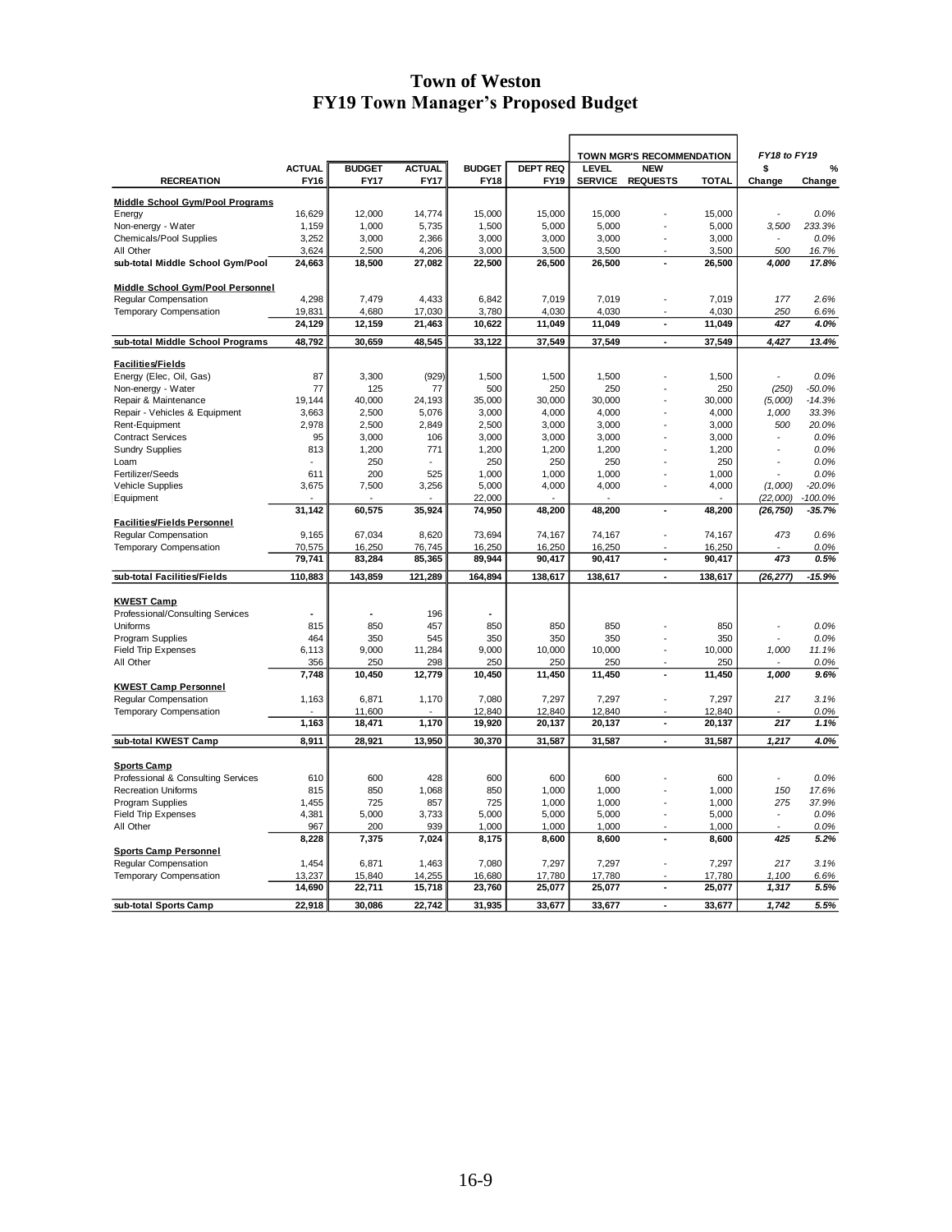# Town of Weston
## FY19 Town Manager's Proposed Budget

| RECREATION | ACTUAL FY16 | BUDGET FY17 | ACTUAL FY17 | BUDGET FY18 | DEPT REQ FY19 | TOWN MGR'S RECOMMENDATION LEVEL SERVICE | NEW REQUESTS | TOTAL | FY18 to FY19 $ Change | % Change |
|---|---|---|---|---|---|---|---|---|---|---|
| **Middle School Gym/Pool Programs** | | | | | | | | | | |
| Energy | 16,629 | 12,000 | 14,774 | 15,000 | 15,000 | 15,000 | - | 15,000 | - | 0.0% |
| Non-energy - Water | 1,159 | 1,000 | 5,735 | 1,500 | 5,000 | 5,000 | - | 5,000 | 3,500 | 233.3% |
| Chemicals/Pool Supplies | 3,252 | 3,000 | 2,366 | 3,000 | 3,000 | 3,000 | - | 3,000 | - | 0.0% |
| All Other | 3,624 | 2,500 | 4,206 | 3,000 | 3,500 | 3,500 | - | 3,500 | 500 | 16.7% |
| **sub-total Middle School Gym/Pool** | **24,663** | **18,500** | **27,082** | **22,500** | **26,500** | **26,500** | **-** | **26,500** | **4,000** | **17.8%** |
| **Middle School Gym/Pool Personnel** | | | | | | | | | | |
| Regular Compensation | 4,298 | 7,479 | 4,433 | 6,842 | 7,019 | 7,019 | - | 7,019 | 177 | 2.6% |
| Temporary Compensation | 19,831 | 4,680 | 17,030 | 3,780 | 4,030 | 4,030 | - | 4,030 | 250 | 6.6% |
| | **24,129** | **12,159** | **21,463** | **10,622** | **11,049** | **11,049** | **-** | **11,049** | **427** | **4.0%** |
| **sub-total Middle School Programs** | **48,792** | **30,659** | **48,545** | **33,122** | **37,549** | **37,549** | **-** | **37,549** | **4,427** | **13.4%** |
| **Facilities/Fields** | | | | | | | | | | |
| Energy (Elec, Oil, Gas) | 87 | 3,300 | (929) | 1,500 | 1,500 | 1,500 | - | 1,500 | - | 0.0% |
| Non-energy - Water | 77 | 125 | 77 | 500 | 250 | 250 | - | 250 | (250) | -50.0% |
| Repair & Maintenance | 19,144 | 40,000 | 24,193 | 35,000 | 30,000 | 30,000 | - | 30,000 | (5,000) | -14.3% |
| Repair - Vehicles & Equipment | 3,663 | 2,500 | 5,076 | 3,000 | 4,000 | 4,000 | - | 4,000 | 1,000 | 33.3% |
| Rent-Equipment | 2,978 | 2,500 | 2,849 | 2,500 | 3,000 | 3,000 | - | 3,000 | 500 | 20.0% |
| Contract Services | 95 | 3,000 | 106 | 3,000 | 3,000 | 3,000 | - | 3,000 | - | 0.0% |
| Sundry Supplies | 813 | 1,200 | 771 | 1,200 | 1,200 | 1,200 | - | 1,200 | - | 0.0% |
| Loam | - | 250 | - | 250 | 250 | 250 | - | 250 | - | 0.0% |
| Fertilizer/Seeds | 611 | 200 | 525 | 1,000 | 1,000 | 1,000 | - | 1,000 | - | 0.0% |
| Vehicle Supplies | 3,675 | 7,500 | 3,256 | 5,000 | 4,000 | 4,000 | - | 4,000 | (1,000) | -20.0% |
| Equipment | - | - | - | 22,000 | - | - | | - | (22,000) | -100.0% |
| | **31,142** | **60,575** | **35,924** | **74,950** | **48,200** | **48,200** | **-** | **48,200** | **(26,750)** | **-35.7%** |
| **Facilities/Fields Personnel** | | | | | | | | | | |
| Regular Compensation | 9,165 | 67,034 | 8,620 | 73,694 | 74,167 | 74,167 | - | 74,167 | 473 | 0.6% |
| Temporary Compensation | 70,575 | 16,250 | 76,745 | 16,250 | 16,250 | 16,250 | - | 16,250 | - | 0.0% |
| | **79,741** | **83,284** | **85,365** | **89,944** | **90,417** | **90,417** | **-** | **90,417** | **473** | **0.5%** |
| **sub-total Facilities/Fields** | **110,883** | **143,859** | **121,289** | **164,894** | **138,617** | **138,617** | **-** | **138,617** | **(26,277)** | **-15.9%** |
| **KWEST Camp** | | | | | | | | | | |
| Professional/Consulting Services | - | - | 196 | - | | | | | | |
| Uniforms | 815 | 850 | 457 | 850 | 850 | 850 | - | 850 | - | 0.0% |
| Program Supplies | 464 | 350 | 545 | 350 | 350 | 350 | - | 350 | - | 0.0% |
| Field Trip Expenses | 6,113 | 9,000 | 11,284 | 9,000 | 10,000 | 10,000 | - | 10,000 | 1,000 | 11.1% |
| All Other | 356 | 250 | 298 | 250 | 250 | 250 | - | 250 | - | 0.0% |
| | **7,748** | **10,450** | **12,779** | **10,450** | **11,450** | **11,450** | **-** | **11,450** | **1,000** | **9.6%** |
| **KWEST Camp Personnel** | | | | | | | | | | |
| Regular Compensation | 1,163 | 6,871 | 1,170 | 7,080 | 7,297 | 7,297 | - | 7,297 | 217 | 3.1% |
| Temporary Compensation | - | 11,600 | - | 12,840 | 12,840 | 12,840 | - | 12,840 | - | 0.0% |
| | **1,163** | **18,471** | **1,170** | **19,920** | **20,137** | **20,137** | **-** | **20,137** | **217** | **1.1%** |
| **sub-total KWEST Camp** | **8,911** | **28,921** | **13,950** | **30,370** | **31,587** | **31,587** | **-** | **31,587** | **1,217** | **4.0%** |
| **Sports Camp** | | | | | | | | | | |
| Professional & Consulting Services | 610 | 600 | 428 | 600 | 600 | 600 | - | 600 | - | 0.0% |
| Recreation Uniforms | 815 | 850 | 1,068 | 850 | 1,000 | 1,000 | - | 1,000 | 150 | 17.6% |
| Program Supplies | 1,455 | 725 | 857 | 725 | 1,000 | 1,000 | - | 1,000 | 275 | 37.9% |
| Field Trip Expenses | 4,381 | 5,000 | 3,733 | 5,000 | 5,000 | 5,000 | - | 5,000 | - | 0.0% |
| All Other | 967 | 200 | 939 | 1,000 | 1,000 | 1,000 | - | 1,000 | - | 0.0% |
| | **8,228** | **7,375** | **7,024** | **8,175** | **8,600** | **8,600** | **-** | **8,600** | **425** | **5.2%** |
| **Sports Camp Personnel** | | | | | | | | | | |
| Regular Compensation | 1,454 | 6,871 | 1,463 | 7,080 | 7,297 | 7,297 | - | 7,297 | 217 | 3.1% |
| Temporary Compensation | 13,237 | 15,840 | 14,255 | 16,680 | 17,780 | 17,780 | - | 17,780 | 1,100 | 6.6% |
| | **14,690** | **22,711** | **15,718** | **23,760** | **25,077** | **25,077** | **-** | **25,077** | **1,317** | **5.5%** |
| **sub-total Sports Camp** | **22,918** | **30,086** | **22,742** | **31,935** | **33,677** | **33,677** | **-** | **33,677** | **1,742** | **5.5%** |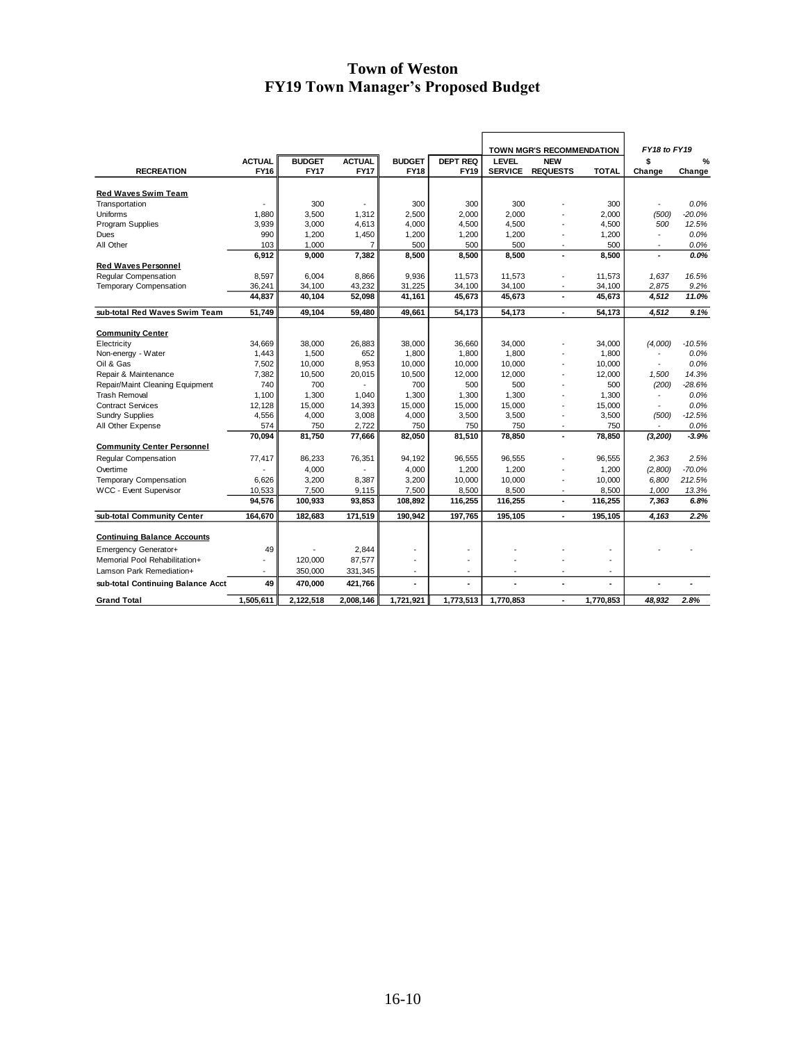# Town of Weston
## FY19 Town Manager's Proposed Budget

| | | | | | | TOWN MGR'S RECOMMENDATION | | | FY18 to FY19 | |
|---|---|---|---|---|---|---|---|---|---|---|
| RECREATION | ACTUAL FY16 | BUDGET FY17 | ACTUAL FY17 | BUDGET FY18 | DEPT REQ FY19 | LEVEL SERVICE | NEW REQUESTS | TOTAL | $ Change | % Change |
| **Red Waves Swim Team** | | | | | | | | | | |
| Transportation | - | 300 | - | 300 | 300 | 300 | - | 300 | - | 0.0% |
| Uniforms | 1,880 | 3,500 | 1,312 | 2,500 | 2,000 | 2,000 | - | 2,000 | (500) | -20.0% |
| Program Supplies | 3,939 | 3,000 | 4,613 | 4,000 | 4,500 | 4,500 | - | 4,500 | 500 | 12.5% |
| Dues | 990 | 1,200 | 1,450 | 1,200 | 1,200 | 1,200 | - | 1,200 | - | 0.0% |
| All Other | 103 | 1,000 | 7 | 500 | 500 | 500 | - | 500 | - | 0.0% |
| | **6,912** | **9,000** | **7,382** | **8,500** | **8,500** | **8,500** | **-** | **8,500** | **-** | **0.0%** |
| **Red Waves Personnel** | | | | | | | | | | |
| Regular Compensation | 8,597 | 6,004 | 8,866 | 9,936 | 11,573 | 11,573 | - | 11,573 | 1,637 | 16.5% |
| Temporary Compensation | 36,241 | 34,100 | 43,232 | 31,225 | 34,100 | 34,100 | - | 34,100 | 2,875 | 9.2% |
| | **44,837** | **40,104** | **52,098** | **41,161** | **45,673** | **45,673** | **-** | **45,673** | **4,512** | **11.0%** |
| **sub-total Red Waves Swim Team** | **51,749** | **49,104** | **59,480** | **49,661** | **54,173** | **54,173** | **-** | **54,173** | **4,512** | **9.1%** |
| **Community Center** | | | | | | | | | | |
| Electricity | 34,669 | 38,000 | 26,883 | 38,000 | 36,660 | 34,000 | - | 34,000 | (4,000) | -10.5% |
| Non-energy - Water | 1,443 | 1,500 | 652 | 1,800 | 1,800 | 1,800 | - | 1,800 | - | 0.0% |
| Oil & Gas | 7,502 | 10,000 | 8,953 | 10,000 | 10,000 | 10,000 | - | 10,000 | - | 0.0% |
| Repair & Maintenance | 7,382 | 10,500 | 20,015 | 10,500 | 12,000 | 12,000 | - | 12,000 | 1,500 | 14.3% |
| Repair/Maint Cleaning Equipment | 740 | 700 | - | 700 | 500 | 500 | - | 500 | (200) | -28.6% |
| Trash Removal | 1,100 | 1,300 | 1,040 | 1,300 | 1,300 | 1,300 | - | 1,300 | - | 0.0% |
| Contract Services | 12,128 | 15,000 | 14,393 | 15,000 | 15,000 | 15,000 | - | 15,000 | - | 0.0% |
| Sundry Supplies | 4,556 | 4,000 | 3,008 | 4,000 | 3,500 | 3,500 | - | 3,500 | (500) | -12.5% |
| All Other Expense | 574 | 750 | 2,722 | 750 | 750 | 750 | - | 750 | - | 0.0% |
| | **70,094** | **81,750** | **77,666** | **82,050** | **81,510** | **78,850** | **-** | **78,850** | **(3,200)** | **-3.9%** |
| **Community Center Personnel** | | | | | | | | | | |
| Regular Compensation | 77,417 | 86,233 | 76,351 | 94,192 | 96,555 | 96,555 | - | 96,555 | 2,363 | 2.5% |
| Overtime | - | 4,000 | - | 4,000 | 1,200 | 1,200 | - | 1,200 | (2,800) | -70.0% |
| Temporary Compensation | 6,626 | 3,200 | 8,387 | 3,200 | 10,000 | 10,000 | - | 10,000 | 6,800 | 212.5% |
| WCC - Event Supervisor | 10,533 | 7,500 | 9,115 | 7,500 | 8,500 | 8,500 | - | 8,500 | 1,000 | 13.3% |
| | **94,576** | **100,933** | **93,853** | **108,892** | **116,255** | **116,255** | **-** | **116,255** | **7,363** | **6.8%** |
| **sub-total Community Center** | **164,670** | **182,683** | **171,519** | **190,942** | **197,765** | **195,105** | **-** | **195,105** | **4,163** | **2.2%** |
| **Continuing Balance Accounts** | | | | | | | | | | |
| Emergency Generator+ | 49 | - | 2,844 | - | - | - | - | - | - | - |
| Memorial Pool Rehabilitation+ | - | 120,000 | 87,577 | - | - | - | - | - | | |
| Lamson Park Remediation+ | - | 350,000 | 331,345 | - | - | - | - | - | | |
| **sub-total Continuing Balance Acct** | **49** | **470,000** | **421,766** | **-** | **-** | **-** | **-** | **-** | **-** | **-** |
| **Grand Total** | **1,505,611** | **2,122,518** | **2,008,146** | **1,721,921** | **1,773,513** | **1,770,853** | **-** | **1,770,853** | **48,932** | **2.8%** |